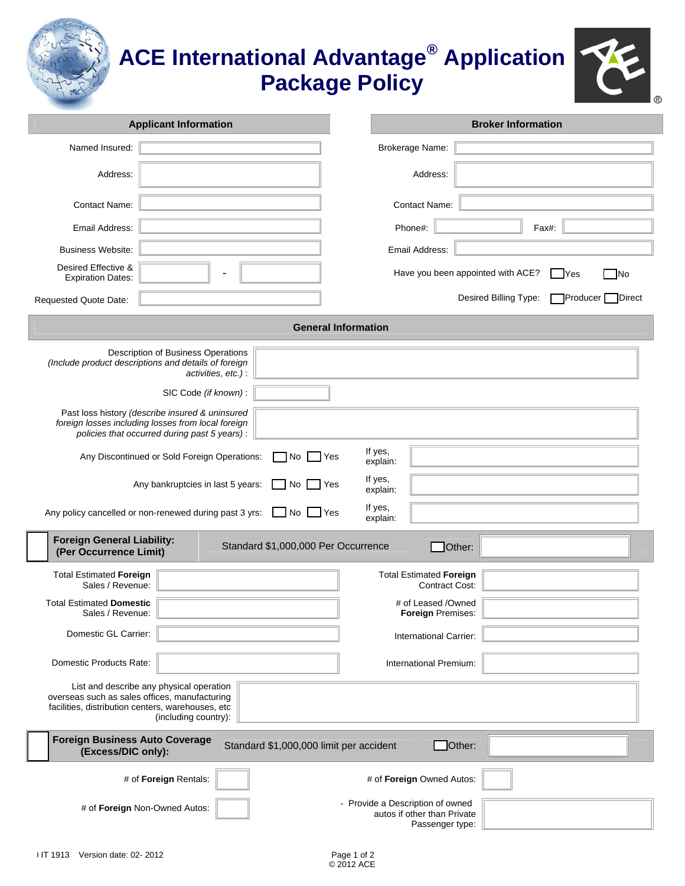# ACE International Advantage® Application Package Policy

## Applicant Information

| | |
|---|---|
| Named Insured: | |
| Address: | |
| Contact Name: | |
| Email Address: | |
| Business Website: | |
| Desired Effective & Expiration Dates: | - |
| Requested Quote Date: | |

## Broker Information

| | |
|---|---|
| Brokerage Name: | |
| Address: | |
| Contact Name: | |
| Phone#: | Fax#: |
| Email Address: | |
| Have you been appointed with ACE? | ☐ Yes ☐ No |
| Desired Billing Type: | ☐ Producer ☐ Direct |

## General Information

Description of Business Operations *(Include product descriptions and details of foreign activities, etc.)* :

SIC Code *(if known)* :

Past loss history *(describe insured & uninsured foreign losses including losses from local foreign policies that occurred during past 5 years)* :

| | | |
|---|---|---|
| Any Discontinued or Sold Foreign Operations: | ☐ No ☐ Yes | If yes, explain: |
| Any bankruptcies in last 5 years: | ☐ No ☐ Yes | If yes, explain: |
| Any policy cancelled or non-renewed during past 3 yrs: | ☐ No ☐ Yes | If yes, explain: |

## ☐ Foreign General Liability: (Per Occurrence Limit)

Standard $1,000,000 Per Occurrence ☐ Other:

| | | | |
|---|---|---|---|
| Total Estimated **Foreign** Sales / Revenue: | | Total Estimated **Foreign** Contract Cost: | |
| Total Estimated **Domestic** Sales / Revenue: | | # of Leased /Owned **Foreign** Premises: | |
| Domestic GL Carrier: | | International Carrier: | |
| Domestic Products Rate: | | International Premium: | |

List and describe any physical operation overseas such as sales offices, manufacturing facilities, distribution centers, warehouses, etc (including country):

## ☐ Foreign Business Auto Coverage (Excess/DIC only):

Standard $1,000,000 limit per accident ☐ Other:

| | | | |
|---|---|---|---|
| # of **Foreign** Rentals: | | # of **Foreign** Owned Autos: | |
| # of **Foreign** Non-Owned Autos: | | - Provide a Description of owned autos if other than Private Passenger type: | |

IT 1913 Version date: 02- 2012

© 2012 ACE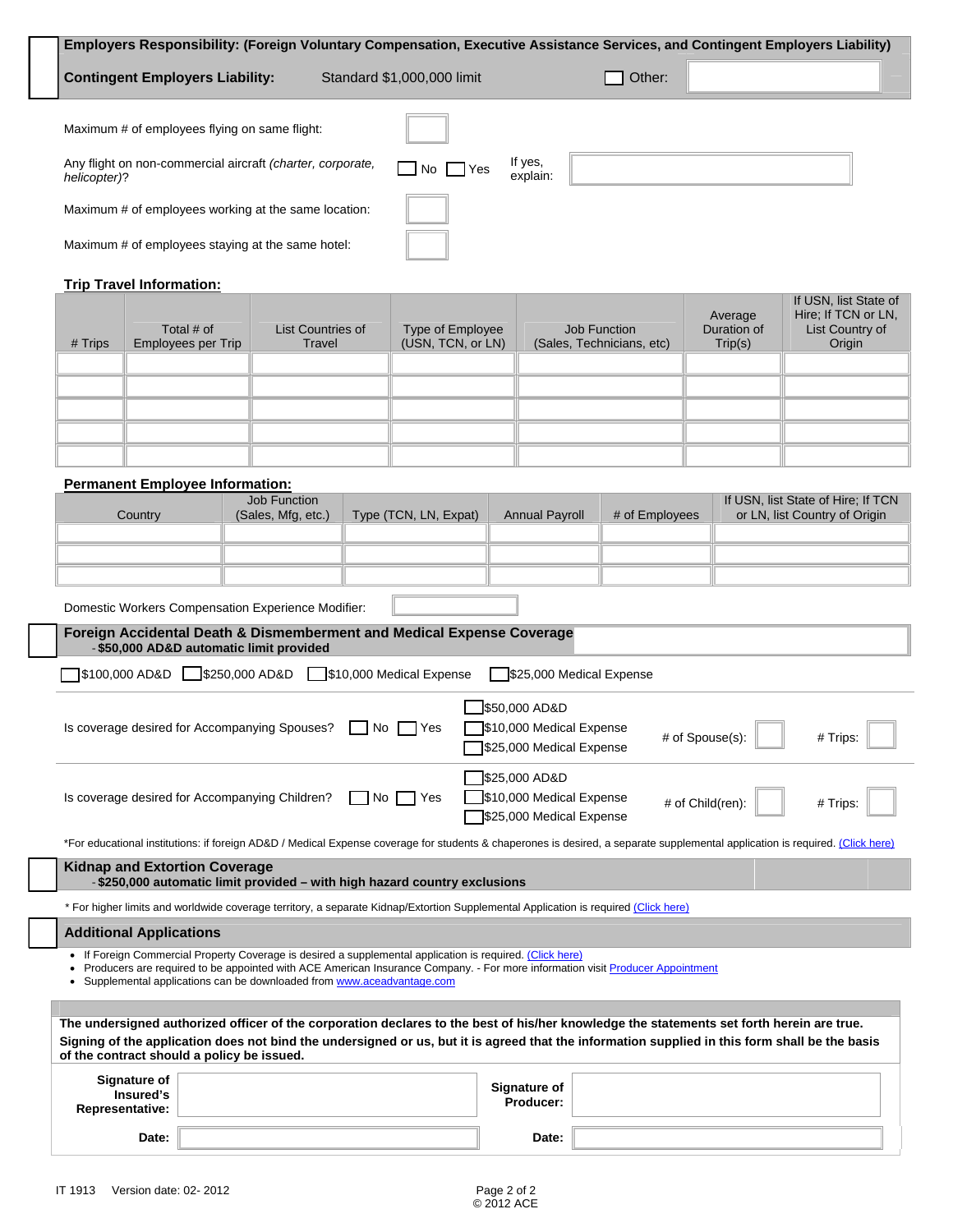## Employers Responsibility: (Foreign Voluntary Compensation, Executive Assistance Services, and Contingent Employers Liability)

**Contingent Employers Liability:** Standard $1,000,000 limit ☐ Other: \_\_\_\_\_\_

Maximum # of employees flying on same flight: \_\_\_\_\_\_

Any flight on non-commercial aircraft *(charter, corporate, helicopter)*? ☐ No ☐ Yes If yes, explain: \_\_\_\_\_\_

Maximum # of employees working at the same location: \_\_\_\_\_\_

Maximum # of employees staying at the same hotel: \_\_\_\_\_\_

**Trip Travel Information:**

| # Trips | Total # of Employees per Trip | List Countries of Travel | Type of Employee (USN, TCN, or LN) | Job Function (Sales, Technicians, etc) | Average Duration of Trip(s) | If USN, list State of Hire; If TCN or LN, List Country of Origin |
|---|---|---|---|---|---|---|
| | | | | | | |
| | | | | | | |
| | | | | | | |
| | | | | | | |
| | | | | | | |

**Permanent Employee Information:**

| Country | Job Function (Sales, Mfg, etc.) | Type (TCN, LN, Expat) | Annual Payroll | # of Employees | If USN, list State of Hire; If TCN or LN, list Country of Origin |
|---|---|---|---|---|---|
| | | | | | |
| | | | | | |
| | | | | | |

Domestic Workers Compensation Experience Modifier: \_\_\_\_\_\_

## Foreign Accidental Death & Dismemberment and Medical Expense Coverage

- **$50,000 AD&D automatic limit provided**

☐ $100,000 AD&D ☐ $250,000 AD&D ☐ $10,000 Medical Expense ☐ $25,000 Medical Expense

Is coverage desired for Accompanying Spouses? ☐ No ☐ Yes ☐ $50,000 AD&D ☐ $10,000 Medical Expense ☐ $25,000 Medical Expense # of Spouse(s): \_\_\_ # Trips: \_\_\_

Is coverage desired for Accompanying Children? ☐ No ☐ Yes ☐ $25,000 AD&D ☐ $10,000 Medical Expense ☐ $25,000 Medical Expense # of Child(ren): \_\_\_ # Trips: \_\_\_

*For educational institutions: if foreign AD&D / Medical Expense coverage for students & chaperones is desired, a separate supplemental application is required. (Click here)

## Kidnap and Extortion Coverage

- **$250,000 automatic limit provided – with high hazard country exclusions**

* For higher limits and worldwide coverage territory, a separate Kidnap/Extortion Supplemental Application is required (Click here)

## Additional Applications

- If Foreign Commercial Property Coverage is desired a supplemental application is required. (Click here)
- Producers are required to be appointed with ACE American Insurance Company. - For more information visit Producer Appointment
- Supplemental applications can be downloaded from www.aceadvantage.com

**The undersigned authorized officer of the corporation declares to the best of his/her knowledge the statements set forth herein are true.**
**Signing of the application does not bind the undersigned or us, but it is agreed that the information supplied in this form shall be the basis of the contract should a policy be issued.**

**Signature of Insured's Representative:** \_\_\_\_\_\_ **Signature of Producer:** \_\_\_\_\_\_

**Date:** \_\_\_\_\_\_ **Date:** \_\_\_\_\_\_

IT 1913 Version date: 02- 2012

© 2012 ACE